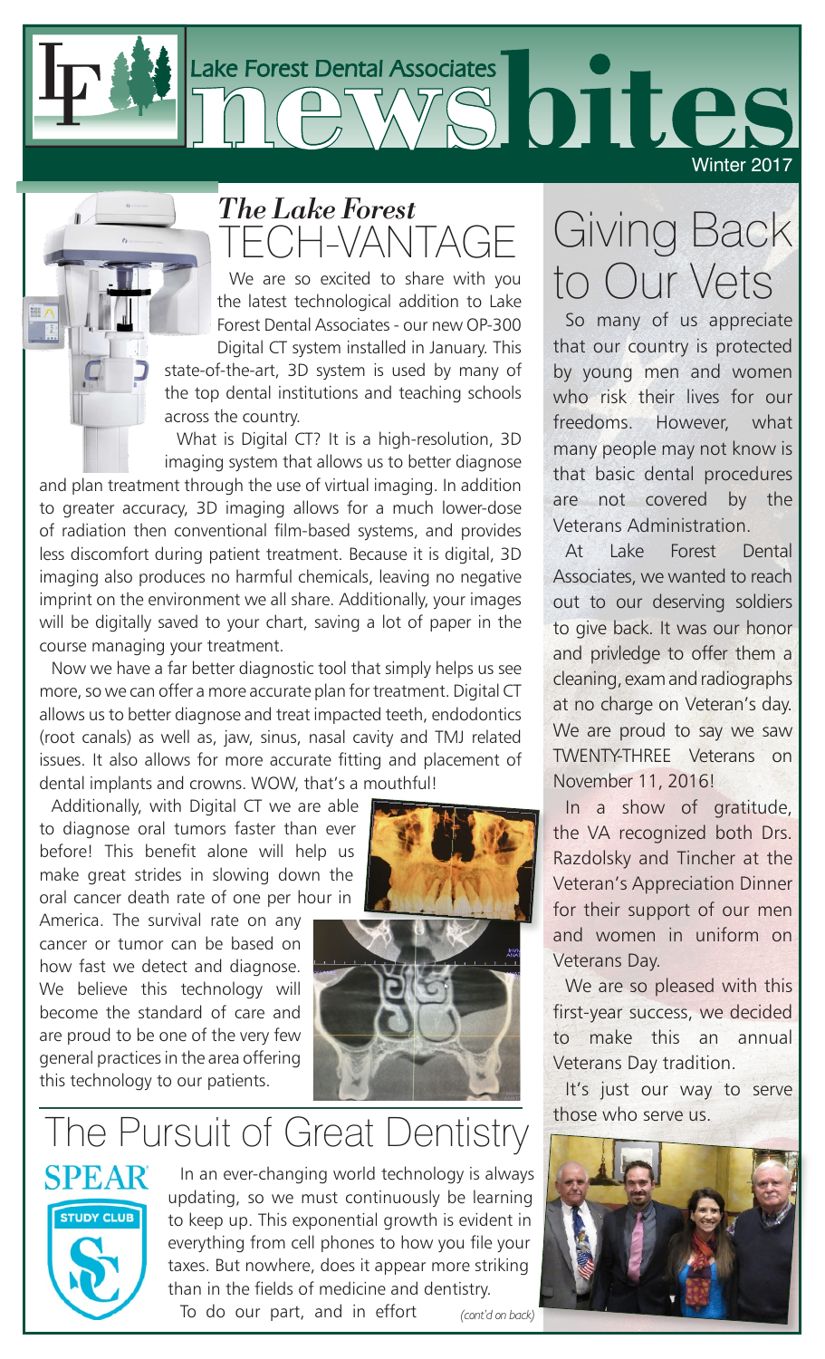# Lake Forest Dental Associates newsbites

Winter 2017

## *The Lake Forest* TECH-VANTAGE

We are so excited to share with you the latest technological addition to Lake Forest Dental Associates - our new OP-300 Digital CT system installed in January. This state-of-the-art, 3D system is used by many of the top dental institutions and teaching schools across the country.

What is Digital CT? It is a high-resolution, 3D imaging system that allows us to better diagnose and plan treatment through the use of virtual imaging. In addition to greater accuracy, 3D imaging allows for a much lower-dose of radiation then conventional film-based systems, and provides less discomfort during patient treatment. Because it is digital, 3D imaging also produces no harmful chemicals, leaving no negative imprint on the environment we all share. Additionally, your images will be digitally saved to your chart, saving a lot of paper in the course managing your treatment.

Now we have a far better diagnostic tool that simply helps us see more, so we can offer a more accurate plan for treatment. Digital CT allows us to better diagnose and treat impacted teeth, endodontics (root canals) as well as, jaw, sinus, nasal cavity and TMJ related issues. It also allows for more accurate fitting and placement of dental implants and crowns. WOW, that's a mouthful!

Additionally, with Digital CT we are able to diagnose oral tumors faster than ever before! This benefit alone will help us make great strides in slowing down the oral cancer death rate of one per hour in America. The survival rate on any cancer or tumor can be based on how fast we detect and diagnose. We believe this technology will become the standard of care and are proud to be one of the very few general practices in the area offering this technology to our patients.

## Giving Back to Our Vets

So many of us appreciate that our country is protected by young men and women who risk their lives for our freedoms. However, what many people may not know is that basic dental procedures are not covered by the Veterans Administration.

At Lake Forest Dental Associates, we wanted to reach out to our deserving soldiers to give back. It was our honor and privledge to offer them a cleaning, exam and radiographs at no charge on Veteran's day. We are proud to say we saw TWENTY-THREE Veterans on November 11, 2016!

In a show of gratitude, the VA recognized both Drs. Razdolsky and Tincher at the Veteran's Appreciation Dinner for their support of our men and women in uniform on Veterans Day.

We are so pleased with this first-year success, we decided to make this an annual Veterans Day tradition.

It's just our way to serve those who serve us.

## The Pursuit of Great Dentistry

SPEAR STUDY CLUB

In an ever-changing world technology is always updating, so we must continuously be learning to keep up. This exponential growth is evident in everything from cell phones to how you file your taxes. But nowhere, does it appear more striking than in the fields of medicine and dentistry.

To do our part, and in effort *(cont'd on back)*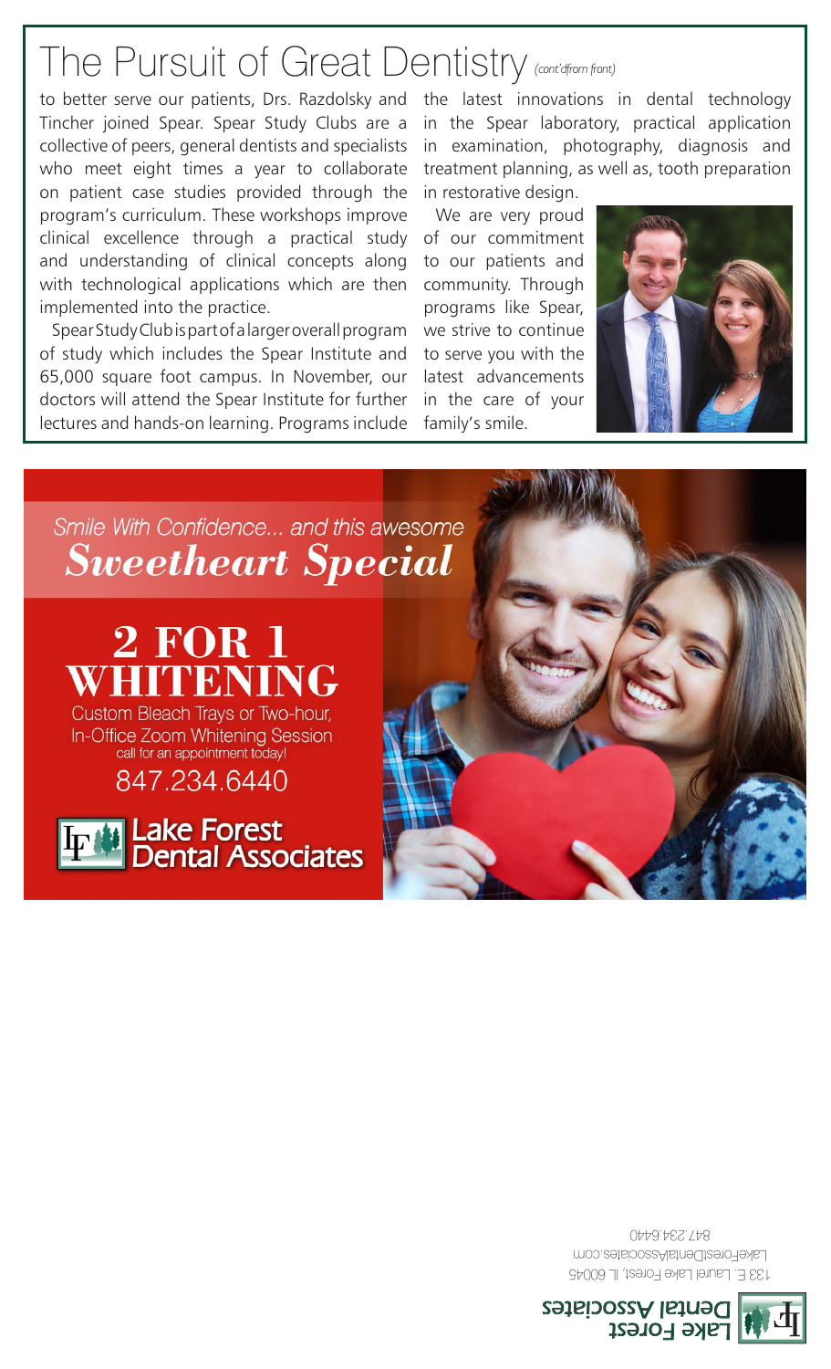# The Pursuit of Great Dentistry *(cont'd from front)*

to better serve our patients, Drs. Razdolsky and Tincher joined Spear. Spear Study Clubs are a collective of peers, general dentists and specialists who meet eight times a year to collaborate on patient case studies provided through the program's curriculum. These workshops improve clinical excellence through a practical study and understanding of clinical concepts along with technological applications which are then implemented into the practice.

Spear Study Club is part of a larger overall program of study which includes the Spear Institute and 65,000 square foot campus. In November, our doctors will attend the Spear Institute for further lectures and hands-on learning. Programs include the latest innovations in dental technology in the Spear laboratory, practical application in examination, photography, diagnosis and treatment planning, as well as, tooth preparation in restorative design.

We are very proud of our commitment to our patients and community. Through programs like Spear, we strive to continue to serve you with the latest advancements in the care of your family's smile.

*Smile With Confidence... and this awesome*

## *Sweetheart Special*

## 2 FOR 1 WHITENING

Custom Bleach Trays or Two-hour, In-Office Zoom Whitening Session

call for an appointment today!

847.234.6440

**Lake Forest Dental Associates**

**Lake Forest Dental Associates**

133 E. Laurel Lake Forest, IL 60045

LakeForestDentalAssociates.com

847.234.6440